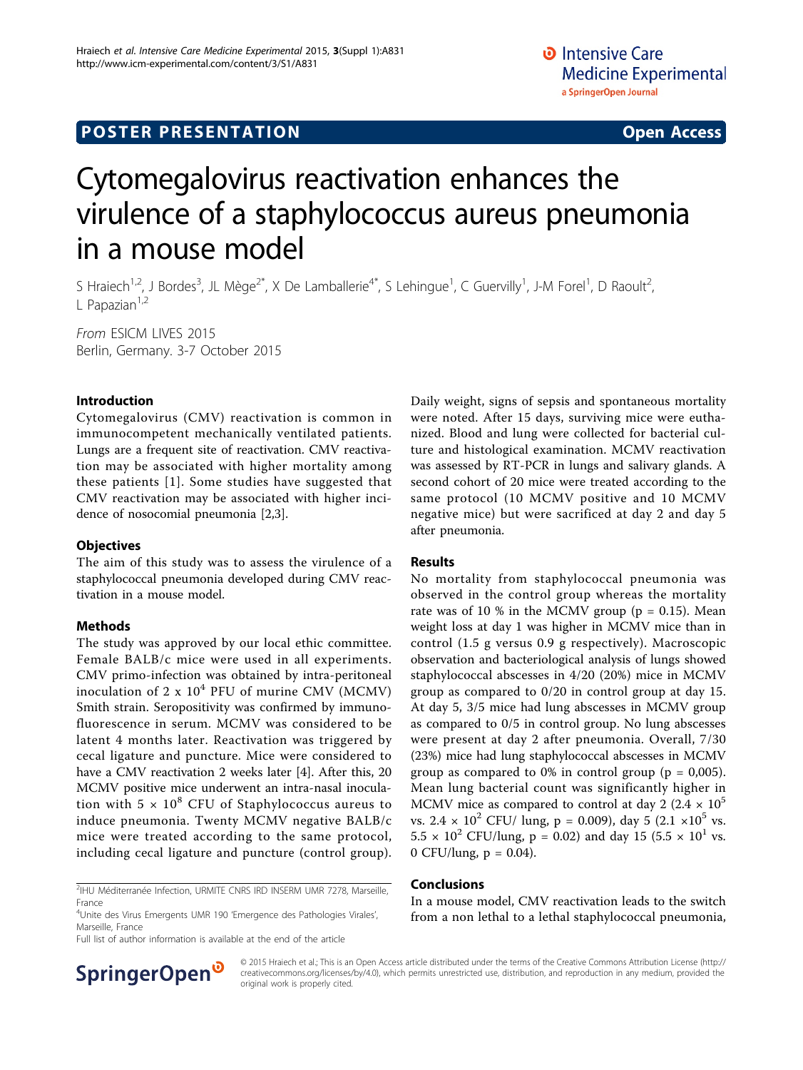**POSTER PRESENTATION** **Open Access**

# Cytomegalovirus reactivation enhances the virulence of a staphylococcus aureus pneumonia in a mouse model

S Hraiech[1,2], J Bordes[3], JL Mège[2*], X De Lamballerie[4*], S Lehingue[1], C Guervilly[1], J-M Forel[1], D Raoult[2], L Papazian[1,2]

*From* ESICM LIVES 2015
Berlin, Germany. 3-7 October 2015

## Introduction

Cytomegalovirus (CMV) reactivation is common in immunocompetent mechanically ventilated patients. Lungs are a frequent site of reactivation. CMV reactivation may be associated with higher mortality among these patients [1]. Some studies have suggested that CMV reactivation may be associated with higher incidence of nosocomial pneumonia [2,3].

## Objectives

The aim of this study was to assess the virulence of a staphylococcal pneumonia developed during CMV reactivation in a mouse model.

## Methods

The study was approved by our local ethic committee. Female BALB/c mice were used in all experiments. CMV primo-infection was obtained by intra-peritoneal inoculation of $2 \times 10^4$ PFU of murine CMV (MCMV) Smith strain. Seropositivity was confirmed by immunofluorescence in serum. MCMV was considered to be latent 4 months later. Reactivation was triggered by cecal ligature and puncture. Mice were considered to have a CMV reactivation 2 weeks later [4]. After this, 20 MCMV positive mice underwent an intra-nasal inoculation with $5 \times 10^8$ CFU of Staphylococcus aureus to induce pneumonia. Twenty MCMV negative BALB/c mice were treated according to the same protocol, including cecal ligature and puncture (control group). Daily weight, signs of sepsis and spontaneous mortality were noted. After 15 days, surviving mice were euthanized. Blood and lung were collected for bacterial culture and histological examination. MCMV reactivation was assessed by RT-PCR in lungs and salivary glands. A second cohort of 20 mice were treated according to the same protocol (10 MCMV positive and 10 MCMV negative mice) but were sacrificed at day 2 and day 5 after pneumonia.

## Results

No mortality from staphylococcal pneumonia was observed in the control group whereas the mortality rate was of 10 % in the MCMV group ($p = 0.15$). Mean weight loss at day 1 was higher in MCMV mice than in control (1.5 g versus 0.9 g respectively). Macroscopic observation and bacteriological analysis of lungs showed staphylococcal abscesses in 4/20 (20%) mice in MCMV group as compared to 0/20 in control group at day 15. At day 5, 3/5 mice had lung abscesses in MCMV group as compared to 0/5 in control group. No lung abscesses were present at day 2 after pneumonia. Overall, 7/30 (23%) mice had lung staphylococcal abscesses in MCMV group as compared to 0% in control group ($p = 0,005$). Mean lung bacterial count was significantly higher in MCMV mice as compared to control at day 2 ($2.4 \times 10^5$ vs. $2.4 \times 10^2$ CFU/ lung, $p = 0.009$), day 5 ($2.1 \times 10^5$ vs. $5.5 \times 10^2$ CFU/lung, $p = 0.02$) and day 15 ($5.5 \times 10^1$ vs. 0 CFU/lung, $p = 0.04$).

## Conclusions

In a mouse model, CMV reactivation leads to the switch from a non lethal to a lethal staphylococcal pneumonia,

[2]IHU Méditerranée Infection, URMITE CNRS IRD INSERM UMR 7278, Marseille, France
[4]Unite des Virus Emergents UMR 190 'Emergence des Pathologies Virales', Marseille, France
Full list of author information is available at the end of the article

© 2015 Hraiech et al.; This is an Open Access article distributed under the terms of the Creative Commons Attribution License (http://creativecommons.org/licenses/by/4.0), which permits unrestricted use, distribution, and reproduction in any medium, provided the original work is properly cited.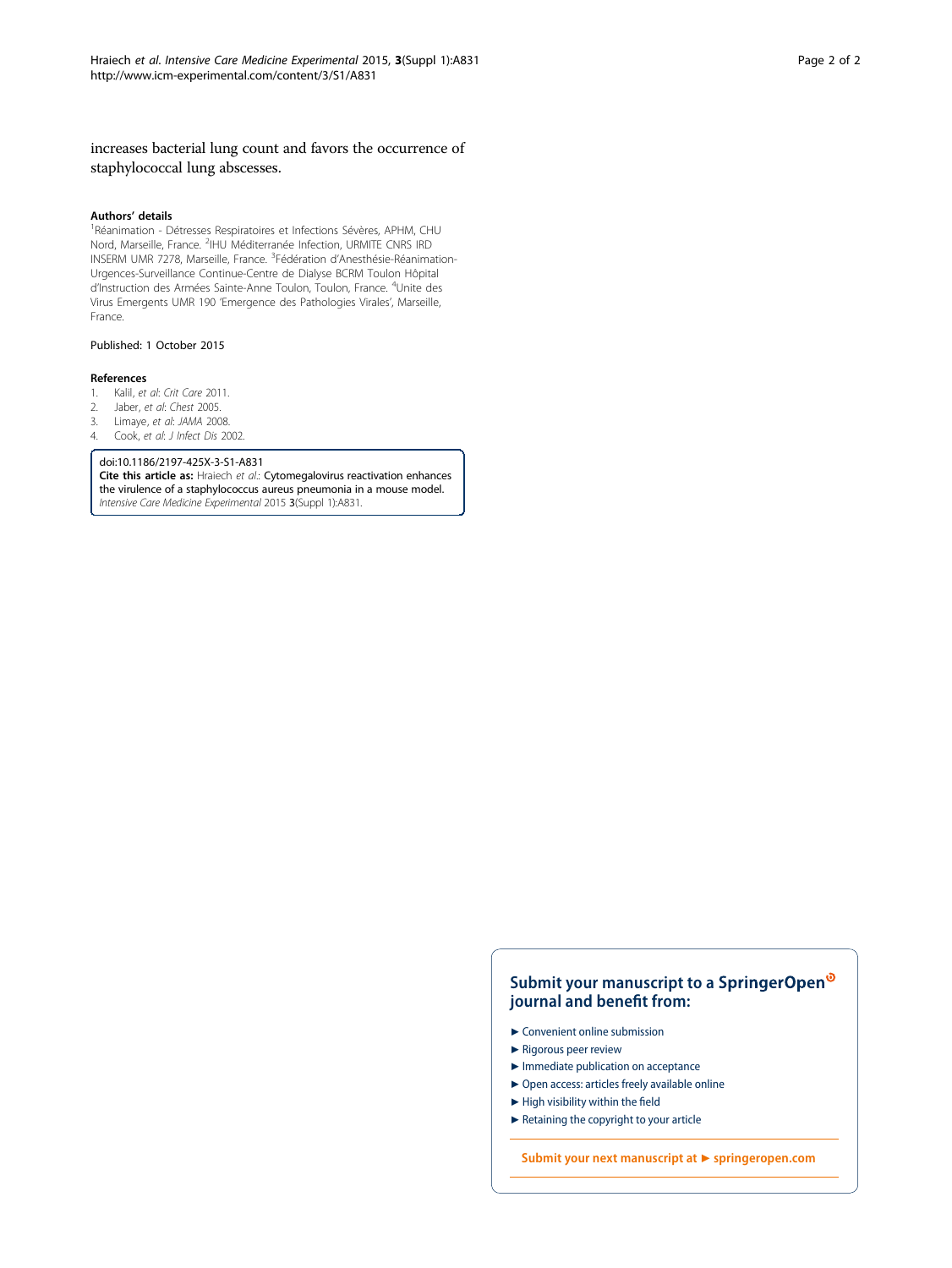increases bacterial lung count and favors the occurrence of staphylococcal lung abscesses.

#### Authors' details

[1]Réanimation - Détresses Respiratoires et Infections Sévères, APHM, CHU Nord, Marseille, France. [2]IHU Méditerranée Infection, URMITE CNRS IRD INSERM UMR 7278, Marseille, France. [3]Fédération d'Anesthésie-Réanimation-Urgences-Surveillance Continue-Centre de Dialyse BCRM Toulon Hôpital d'Instruction des Armées Sainte-Anne Toulon, Toulon, France. [4]Unite des Virus Emergents UMR 190 'Emergence des Pathologies Virales', Marseille, France.

Published: 1 October 2015

#### References

1. Kalil, *et al*: *Crit Care* 2011.
2. Jaber, *et al*: *Chest* 2005.
3. Limaye, *et al*: *JAMA* 2008.
4. Cook, *et al*: *J Infect Dis* 2002.

doi:10.1186/2197-425X-3-S1-A831
**Cite this article as:** Hraiech *et al.*: Cytomegalovirus reactivation enhances the virulence of a staphylococcus aureus pneumonia in a mouse model. *Intensive Care Medicine Experimental* 2015 **3**(Suppl 1):A831.

**Submit your manuscript to a SpringerOpen journal and benefit from:**

- ► Convenient online submission
- ► Rigorous peer review
- ► Immediate publication on acceptance
- ► Open access: articles freely available online
- ► High visibility within the field
- ► Retaining the copyright to your article

**Submit your next manuscript at ► springeropen.com**